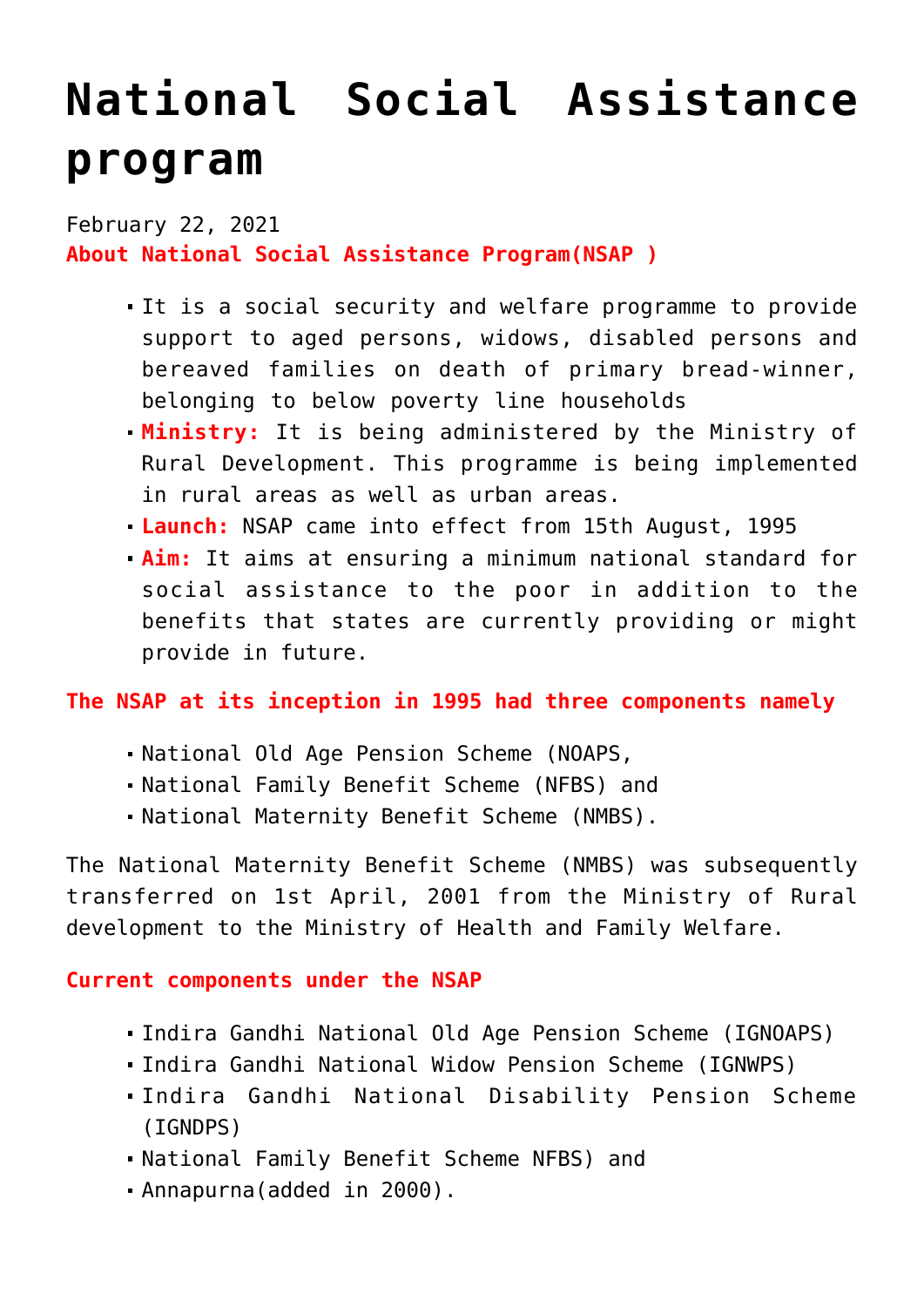# National Social Assistance program

February 22, 2021

**About National Social Assistance Program(NSAP )**

- It is a social security and welfare programme to provide support to aged persons, widows, disabled persons and bereaved families on death of primary bread-winner, belonging to below poverty line households
- **Ministry:** It is being administered by the Ministry of Rural Development. This programme is being implemented in rural areas as well as urban areas.
- **Launch:** NSAP came into effect from 15th August, 1995
- **Aim:** It aims at ensuring a minimum national standard for social assistance to the poor in addition to the benefits that states are currently providing or might provide in future.

**The NSAP at its inception in 1995 had three components namely**

- National Old Age Pension Scheme (NOAPS,
- National Family Benefit Scheme (NFBS) and
- National Maternity Benefit Scheme (NMBS).

The National Maternity Benefit Scheme (NMBS) was subsequently transferred on 1st April, 2001 from the Ministry of Rural development to the Ministry of Health and Family Welfare.

**Current components under the NSAP**

- Indira Gandhi National Old Age Pension Scheme (IGNOAPS)
- Indira Gandhi National Widow Pension Scheme (IGNWPS)
- Indira Gandhi National Disability Pension Scheme (IGNDPS)
- National Family Benefit Scheme NFBS) and
- Annapurna(added in 2000).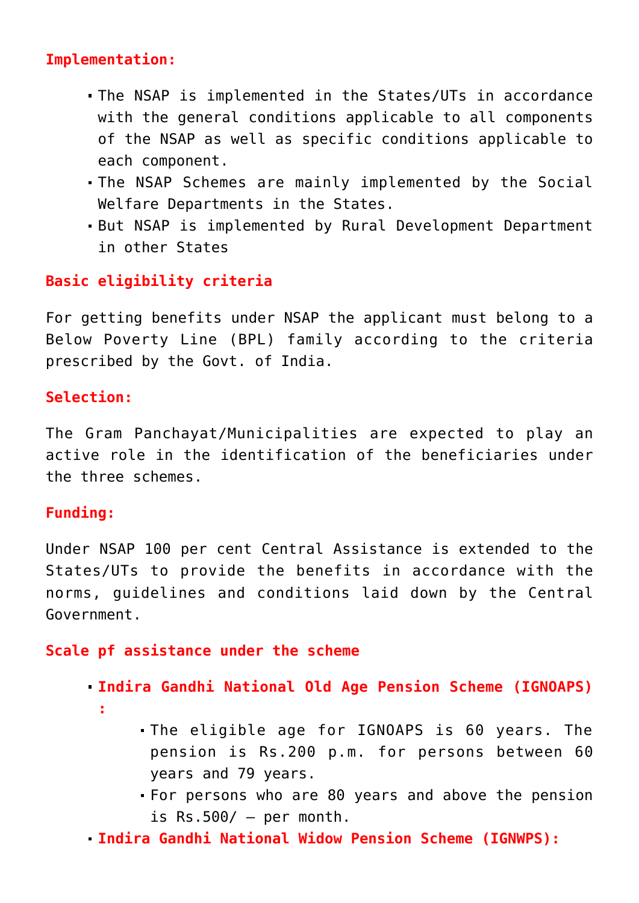**Implementation:**

- The NSAP is implemented in the States/UTs in accordance with the general conditions applicable to all components of the NSAP as well as specific conditions applicable to each component.
- The NSAP Schemes are mainly implemented by the Social Welfare Departments in the States.
- But NSAP is implemented by Rural Development Department in other States

**Basic eligibility criteria**

For getting benefits under NSAP the applicant must belong to a Below Poverty Line (BPL) family according to the criteria prescribed by the Govt. of India.

**Selection:**

The Gram Panchayat/Municipalities are expected to play an active role in the identification of the beneficiaries under the three schemes.

**Funding:**

Under NSAP 100 per cent Central Assistance is extended to the States/UTs to provide the benefits in accordance with the norms, guidelines and conditions laid down by the Central Government.

**Scale pf assistance under the scheme**

- **Indira Gandhi National Old Age Pension Scheme (IGNOAPS) :**
  - The eligible age for IGNOAPS is 60 years. The pension is Rs.200 p.m. for persons between 60 years and 79 years.
  - For persons who are 80 years and above the pension is Rs.500/ – per month.
- **Indira Gandhi National Widow Pension Scheme (IGNWPS):**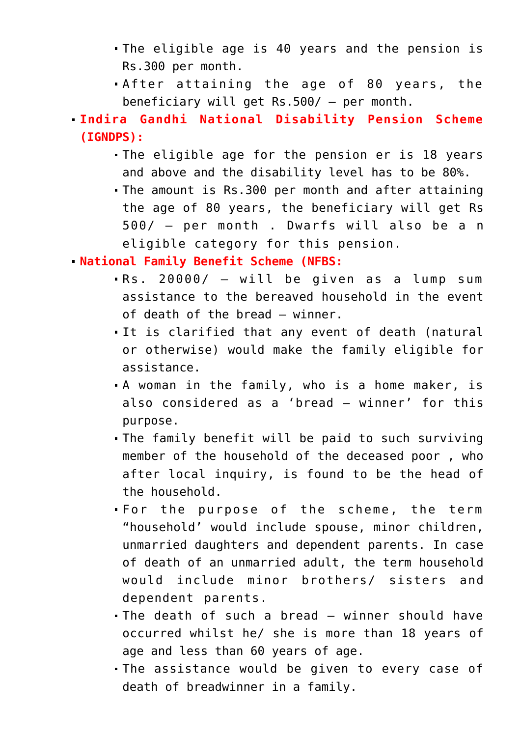- The eligible age is 40 years and the pension is Rs.300 per month.
    - After attaining the age of 80 years, the beneficiary will get Rs.500/ – per month.
- **Indira Gandhi National Disability Pension Scheme (IGNDPS):**
    - The eligible age for the pension er is 18 years and above and the disability level has to be 80%.
    - The amount is Rs.300 per month and after attaining the age of 80 years, the beneficiary will get Rs 500/ – per month . Dwarfs will also be a n eligible category for this pension.
- **National Family Benefit Scheme (NFBS:**
    - Rs. 20000/ – will be given as a lump sum assistance to the bereaved household in the event of death of the bread – winner.
    - It is clarified that any event of death (natural or otherwise) would make the family eligible for assistance.
    - A woman in the family, who is a home maker, is also considered as a 'bread – winner' for this purpose.
    - The family benefit will be paid to such surviving member of the household of the deceased poor , who after local inquiry, is found to be the head of the household.
    - For the purpose of the scheme, the term "household' would include spouse, minor children, unmarried daughters and dependent parents. In case of death of an unmarried adult, the term household would include minor brothers/ sisters and dependent parents.
    - The death of such a bread – winner should have occurred whilst he/ she is more than 18 years of age and less than 60 years of age.
    - The assistance would be given to every case of death of breadwinner in a family.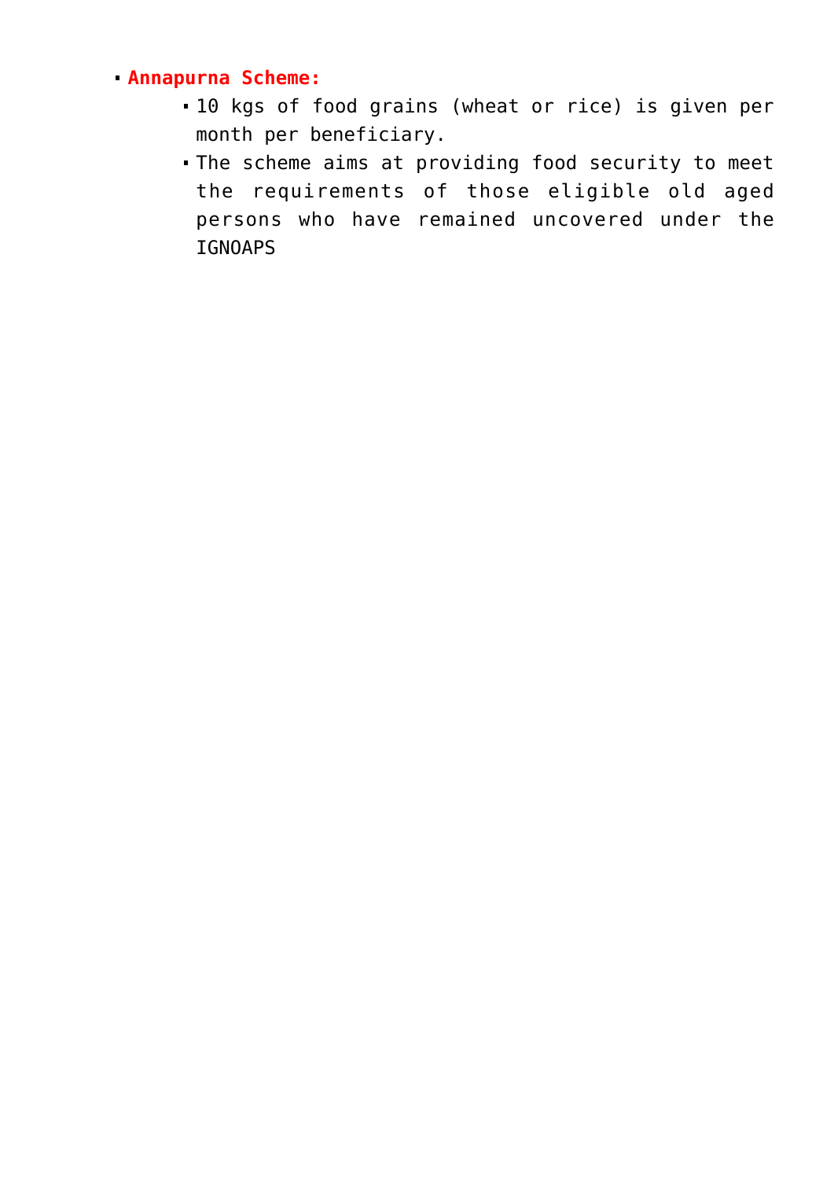- **Annapurna Scheme:**
  - 10 kgs of food grains (wheat or rice) is given per month per beneficiary.
  - The scheme aims at providing food security to meet the requirements of those eligible old aged persons who have remained uncovered under the IGNOAPS